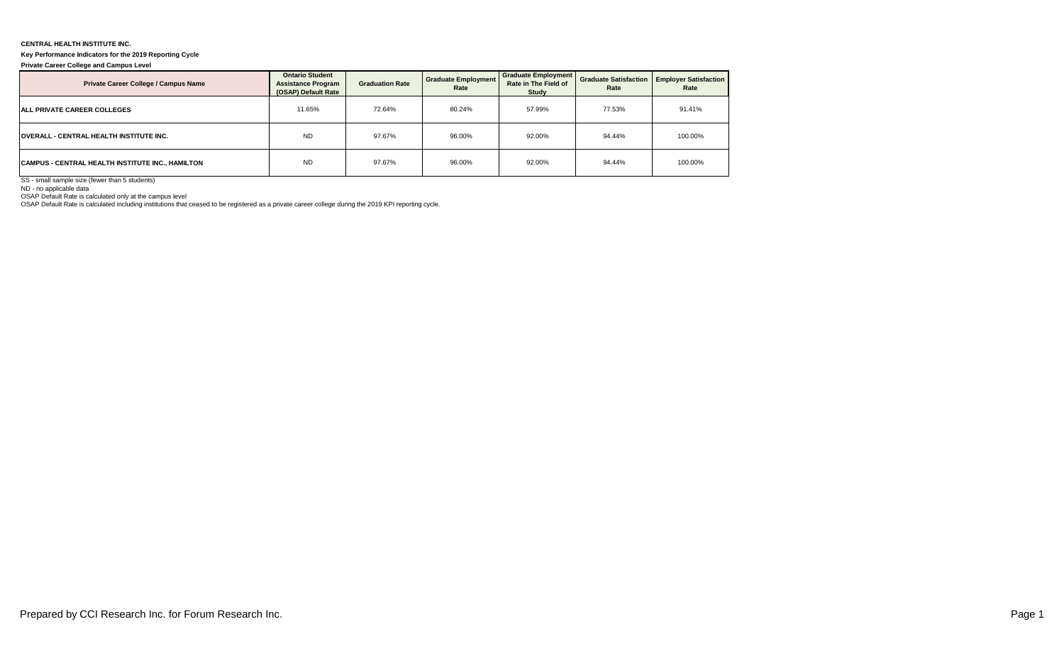**CENTRAL HEALTH INSTITUTE INC.**

**Key Performance Indicators for the 2019 Reporting Cycle**

**Private Career College and Campus Level**

| Private Career College / Campus Name | Ontario Student Assistance Program (OSAP) Default Rate | Graduation Rate | Graduate Employment Rate | Graduate Employment Rate in The Field of Study | Graduate Satisfaction Rate | Employer Satisfaction Rate |
|---|---|---|---|---|---|---|
| **ALL PRIVATE CAREER COLLEGES** | 11.65% | 72.64% | 80.24% | 57.99% | 77.53% | 91.41% |
| **OVERALL - CENTRAL HEALTH INSTITUTE INC.** | ND | 97.67% | 96.00% | 92.00% | 94.44% | 100.00% |
| **CAMPUS - CENTRAL HEALTH INSTITUTE INC., HAMILTON** | ND | 97.67% | 96.00% | 92.00% | 94.44% | 100.00% |

SS - small sample size (fewer than 5 students)

ND - no applicable data

OSAP Default Rate is calculated only at the campus level

OSAP Default Rate is calculated including institutions that ceased to be registered as a private career college during the 2019 KPI reporting cycle.

Prepared by CCI Research Inc. for Forum Research Inc.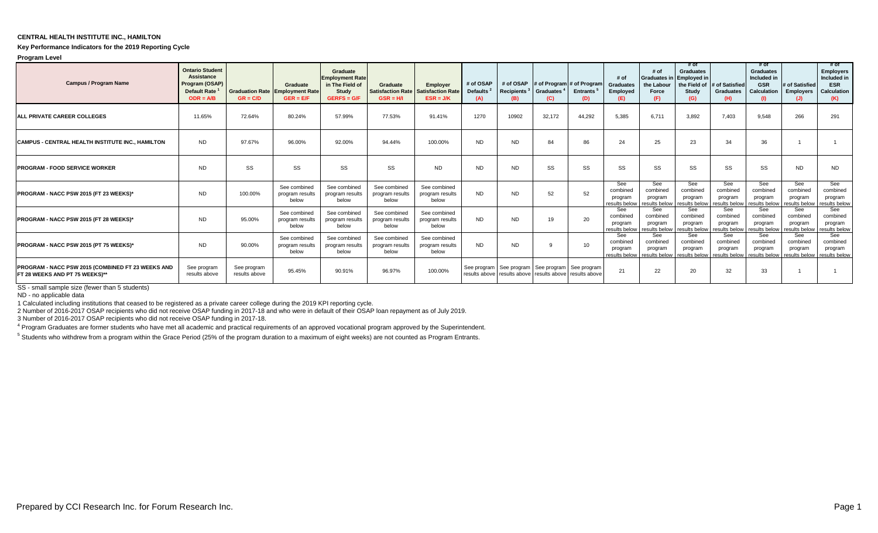**CENTRAL HEALTH INSTITUTE INC., HAMILTON**

**Key Performance Indicators for the 2019 Reporting Cycle**

**Program Level**

| Campus / Program Name | Ontario Student Assistance Program (OSAP) Default Rate [1] ODR = A/B | Graduation Rate GR = C/D | Graduate Employment Rate GER = E/F | Graduate Employment Rate in The Field of Study GERFS = G/F | Graduate Satisfaction Rate GSR = H/I | Employer Satisfaction Rate ESR = J/K | # of OSAP Defaults [2] (A) | # of OSAP Recipients [3] (B) | # of Program Graduates [4] (C) | # of Program Entrants [5] (D) | # of Graduates Employed (E) | # of Graduates in the Labour Force (F) | # of Graduates Employed in the Field of Study (G) | # of Satisfied Graduates (H) | # of Graduates Included in GSR Calculation (I) | # of Satisfied Employers (J) | # of Employers Included in ESR Calculation (K) |
|---|---|---|---|---|---|---|---|---|---|---|---|---|---|---|---|---|---|
| **ALL PRIVATE CAREER COLLEGES** | 11.65% | 72.64% | 80.24% | 57.99% | 77.53% | 91.41% | 1270 | 10902 | 32,172 | 44,292 | 5,385 | 6,711 | 3,892 | 7,403 | 9,548 | 266 | 291 |
| **CAMPUS - CENTRAL HEALTH INSTITUTE INC., HAMILTON** | ND | 97.67% | 96.00% | 92.00% | 94.44% | 100.00% | ND | ND | 84 | 86 | 24 | 25 | 23 | 34 | 36 | 1 | 1 |
| **PROGRAM - FOOD SERVICE WORKER** | ND | SS | SS | SS | SS | ND | ND | ND | SS | SS | SS | SS | SS | SS | SS | ND | ND |
| **PROGRAM - NACC PSW 2015 (FT 23 WEEKS)*** | ND | 100.00% | See combined program results below | See combined program results below | See combined program results below | See combined program results below | ND | ND | 52 | 52 | See combined program results below | See combined program results below | See combined program results below | See combined program results below | See combined program results below | See combined program results below | See combined program results below |
| **PROGRAM - NACC PSW 2015 (FT 28 WEEKS)*** | ND | 95.00% | See combined program results below | See combined program results below | See combined program results below | See combined program results below | ND | ND | 19 | 20 | See combined program results below | See combined program results below | See combined program results below | See combined program results below | See combined program results below | See combined program results below | See combined program results below |
| **PROGRAM - NACC PSW 2015 (PT 75 WEEKS)*** | ND | 90.00% | See combined program results below | See combined program results below | See combined program results below | See combined program results below | ND | ND | 9 | 10 | See combined program results below | See combined program results below | See combined program results below | See combined program results below | See combined program results below | See combined program results below | See combined program results below |
| **PROGRAM - NACC PSW 2015 (COMBINED FT 23 WEEKS AND FT 28 WEEKS AND PT 75 WEEKS)**** | See program results above | See program results above | 95.45% | 90.91% | 96.97% | 100.00% | See program results above | See program results above | See program results above | See program results above | 21 | 22 | 20 | 32 | 33 | 1 | 1 |

SS - small sample size (fewer than 5 students)

ND - no applicable data

1 Calculated including institutions that ceased to be registered as a private career college during the 2019 KPI reporting cycle.

2 Number of 2016-2017 OSAP recipients who did not receive OSAP funding in 2017-18 and who were in default of their OSAP loan repayment as of July 2019.

3 Number of 2016-2017 OSAP recipients who did not receive OSAP funding in 2017-18.

4 Program Graduates are former students who have met all academic and practical requirements of an approved vocational program approved by the Superintendent.

5 Students who withdrew from a program within the Grace Period (25% of the program duration to a maximum of eight weeks) are not counted as Program Entrants.

Prepared by CCI Research Inc. for Forum Research Inc.